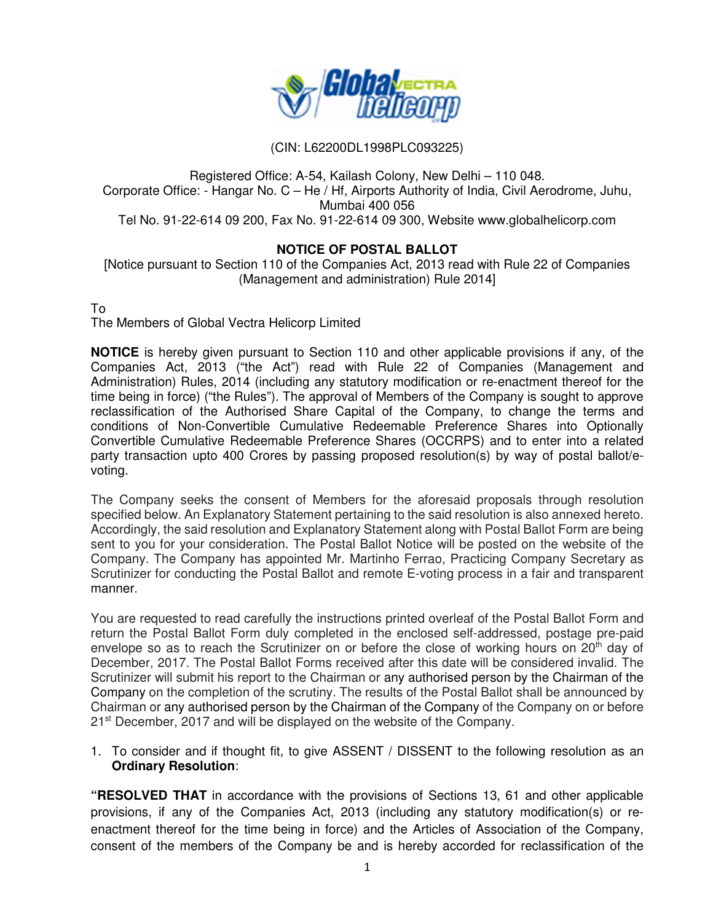(CIN: L62200DL1998PLC093225)

Registered Office: A-54, Kailash Colony, New Delhi – 110 048.
Corporate Office: - Hangar No. C – He / Hf, Airports Authority of India, Civil Aerodrome, Juhu, Mumbai 400 056
Tel No. 91-22-614 09 200, Fax No. 91-22-614 09 300, Website www.globalhelicorp.com

## NOTICE OF POSTAL BALLOT

[Notice pursuant to Section 110 of the Companies Act, 2013 read with Rule 22 of Companies (Management and administration) Rule 2014]

To
The Members of Global Vectra Helicorp Limited

**NOTICE** is hereby given pursuant to Section 110 and other applicable provisions if any, of the Companies Act, 2013 ("the Act") read with Rule 22 of Companies (Management and Administration) Rules, 2014 (including any statutory modification or re-enactment thereof for the time being in force) ("the Rules"). The approval of Members of the Company is sought to approve reclassification of the Authorised Share Capital of the Company, to change the terms and conditions of Non-Convertible Cumulative Redeemable Preference Shares into Optionally Convertible Cumulative Redeemable Preference Shares (OCCRPS) and to enter into a related party transaction upto 400 Crores by passing proposed resolution(s) by way of postal ballot/e-voting.

The Company seeks the consent of Members for the aforesaid proposals through resolution specified below. An Explanatory Statement pertaining to the said resolution is also annexed hereto. Accordingly, the said resolution and Explanatory Statement along with Postal Ballot Form are being sent to you for your consideration. The Postal Ballot Notice will be posted on the website of the Company. The Company has appointed Mr. Martinho Ferrao, Practicing Company Secretary as Scrutinizer for conducting the Postal Ballot and remote E-voting process in a fair and transparent manner.

You are requested to read carefully the instructions printed overleaf of the Postal Ballot Form and return the Postal Ballot Form duly completed in the enclosed self-addressed, postage pre-paid envelope so as to reach the Scrutinizer on or before the close of working hours on 20th day of December, 2017. The Postal Ballot Forms received after this date will be considered invalid. The Scrutinizer will submit his report to the Chairman or any authorised person by the Chairman of the Company on the completion of the scrutiny. The results of the Postal Ballot shall be announced by Chairman or any authorised person by the Chairman of the Company of the Company on or before 21st December, 2017 and will be displayed on the website of the Company.

1. To consider and if thought fit, to give ASSENT / DISSENT to the following resolution as an **Ordinary Resolution**:

**"RESOLVED THAT** in accordance with the provisions of Sections 13, 61 and other applicable provisions, if any of the Companies Act, 2013 (including any statutory modification(s) or re-enactment thereof for the time being in force) and the Articles of Association of the Company, consent of the members of the Company be and is hereby accorded for reclassification of the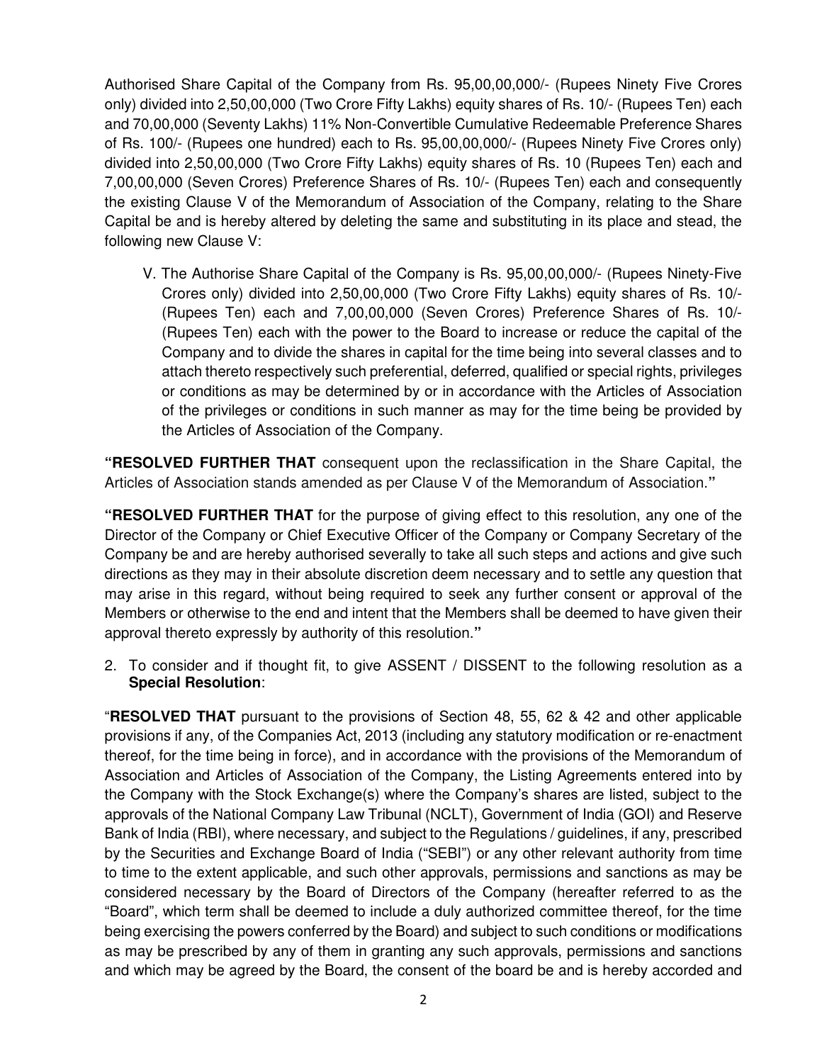Authorised Share Capital of the Company from Rs. 95,00,00,000/- (Rupees Ninety Five Crores only) divided into 2,50,00,000 (Two Crore Fifty Lakhs) equity shares of Rs. 10/- (Rupees Ten) each and 70,00,000 (Seventy Lakhs) 11% Non-Convertible Cumulative Redeemable Preference Shares of Rs. 100/- (Rupees one hundred) each to Rs. 95,00,00,000/- (Rupees Ninety Five Crores only) divided into 2,50,00,000 (Two Crore Fifty Lakhs) equity shares of Rs. 10 (Rupees Ten) each and 7,00,00,000 (Seven Crores) Preference Shares of Rs. 10/- (Rupees Ten) each and consequently the existing Clause V of the Memorandum of Association of the Company, relating to the Share Capital be and is hereby altered by deleting the same and substituting in its place and stead, the following new Clause V:

> V. The Authorise Share Capital of the Company is Rs. 95,00,00,000/- (Rupees Ninety-Five Crores only) divided into 2,50,00,000 (Two Crore Fifty Lakhs) equity shares of Rs. 10/- (Rupees Ten) each and 7,00,00,000 (Seven Crores) Preference Shares of Rs. 10/- (Rupees Ten) each with the power to the Board to increase or reduce the capital of the Company and to divide the shares in capital for the time being into several classes and to attach thereto respectively such preferential, deferred, qualified or special rights, privileges or conditions as may be determined by or in accordance with the Articles of Association of the privileges or conditions in such manner as may for the time being be provided by the Articles of Association of the Company.

"**RESOLVED FURTHER THAT** consequent upon the reclassification in the Share Capital, the Articles of Association stands amended as per Clause V of the Memorandum of Association."

"**RESOLVED FURTHER THAT** for the purpose of giving effect to this resolution, any one of the Director of the Company or Chief Executive Officer of the Company or Company Secretary of the Company be and are hereby authorised severally to take all such steps and actions and give such directions as they may in their absolute discretion deem necessary and to settle any question that may arise in this regard, without being required to seek any further consent or approval of the Members or otherwise to the end and intent that the Members shall be deemed to have given their approval thereto expressly by authority of this resolution."

2. To consider and if thought fit, to give ASSENT / DISSENT to the following resolution as a **Special Resolution**:

"**RESOLVED THAT** pursuant to the provisions of Section 48, 55, 62 & 42 and other applicable provisions if any, of the Companies Act, 2013 (including any statutory modification or re-enactment thereof, for the time being in force), and in accordance with the provisions of the Memorandum of Association and Articles of Association of the Company, the Listing Agreements entered into by the Company with the Stock Exchange(s) where the Company's shares are listed, subject to the approvals of the National Company Law Tribunal (NCLT), Government of India (GOI) and Reserve Bank of India (RBI), where necessary, and subject to the Regulations / guidelines, if any, prescribed by the Securities and Exchange Board of India ("SEBI") or any other relevant authority from time to time to the extent applicable, and such other approvals, permissions and sanctions as may be considered necessary by the Board of Directors of the Company (hereafter referred to as the "Board", which term shall be deemed to include a duly authorized committee thereof, for the time being exercising the powers conferred by the Board) and subject to such conditions or modifications as may be prescribed by any of them in granting any such approvals, permissions and sanctions and which may be agreed by the Board, the consent of the board be and is hereby accorded and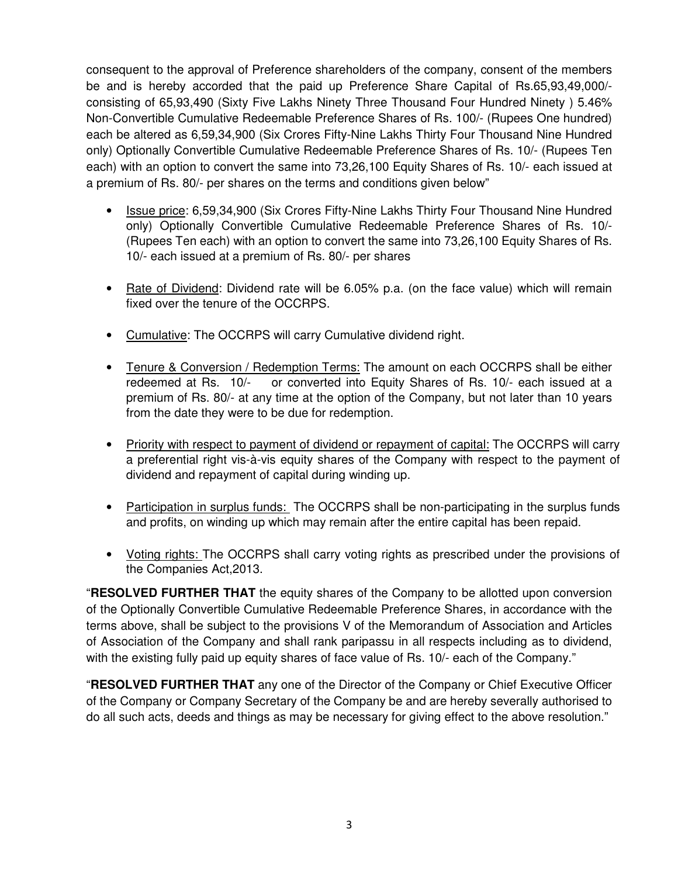consequent to the approval of Preference shareholders of the company, consent of the members be and is hereby accorded that the paid up Preference Share Capital of Rs.65,93,49,000/- consisting of 65,93,490 (Sixty Five Lakhs Ninety Three Thousand Four Hundred Ninety ) 5.46% Non-Convertible Cumulative Redeemable Preference Shares of Rs. 100/- (Rupees One hundred) each be altered as 6,59,34,900 (Six Crores Fifty-Nine Lakhs Thirty Four Thousand Nine Hundred only) Optionally Convertible Cumulative Redeemable Preference Shares of Rs. 10/- (Rupees Ten each) with an option to convert the same into 73,26,100 Equity Shares of Rs. 10/- each issued at a premium of Rs. 80/- per shares on the terms and conditions given below"

- Issue price: 6,59,34,900 (Six Crores Fifty-Nine Lakhs Thirty Four Thousand Nine Hundred only) Optionally Convertible Cumulative Redeemable Preference Shares of Rs. 10/- (Rupees Ten each) with an option to convert the same into 73,26,100 Equity Shares of Rs. 10/- each issued at a premium of Rs. 80/- per shares

- Rate of Dividend: Dividend rate will be 6.05% p.a. (on the face value) which will remain fixed over the tenure of the OCCRPS.

- Cumulative: The OCCRPS will carry Cumulative dividend right.

- Tenure & Conversion / Redemption Terms: The amount on each OCCRPS shall be either redeemed at Rs. 10/- or converted into Equity Shares of Rs. 10/- each issued at a premium of Rs. 80/- at any time at the option of the Company, but not later than 10 years from the date they were to be due for redemption.

- Priority with respect to payment of dividend or repayment of capital: The OCCRPS will carry a preferential right vis-à-vis equity shares of the Company with respect to the payment of dividend and repayment of capital during winding up.

- Participation in surplus funds: The OCCRPS shall be non-participating in the surplus funds and profits, on winding up which may remain after the entire capital has been repaid.

- Voting rights: The OCCRPS shall carry voting rights as prescribed under the provisions of the Companies Act,2013.

"**RESOLVED FURTHER THAT** the equity shares of the Company to be allotted upon conversion of the Optionally Convertible Cumulative Redeemable Preference Shares, in accordance with the terms above, shall be subject to the provisions V of the Memorandum of Association and Articles of Association of the Company and shall rank paripassu in all respects including as to dividend, with the existing fully paid up equity shares of face value of Rs. 10/- each of the Company."

"**RESOLVED FURTHER THAT** any one of the Director of the Company or Chief Executive Officer of the Company or Company Secretary of the Company be and are hereby severally authorised to do all such acts, deeds and things as may be necessary for giving effect to the above resolution."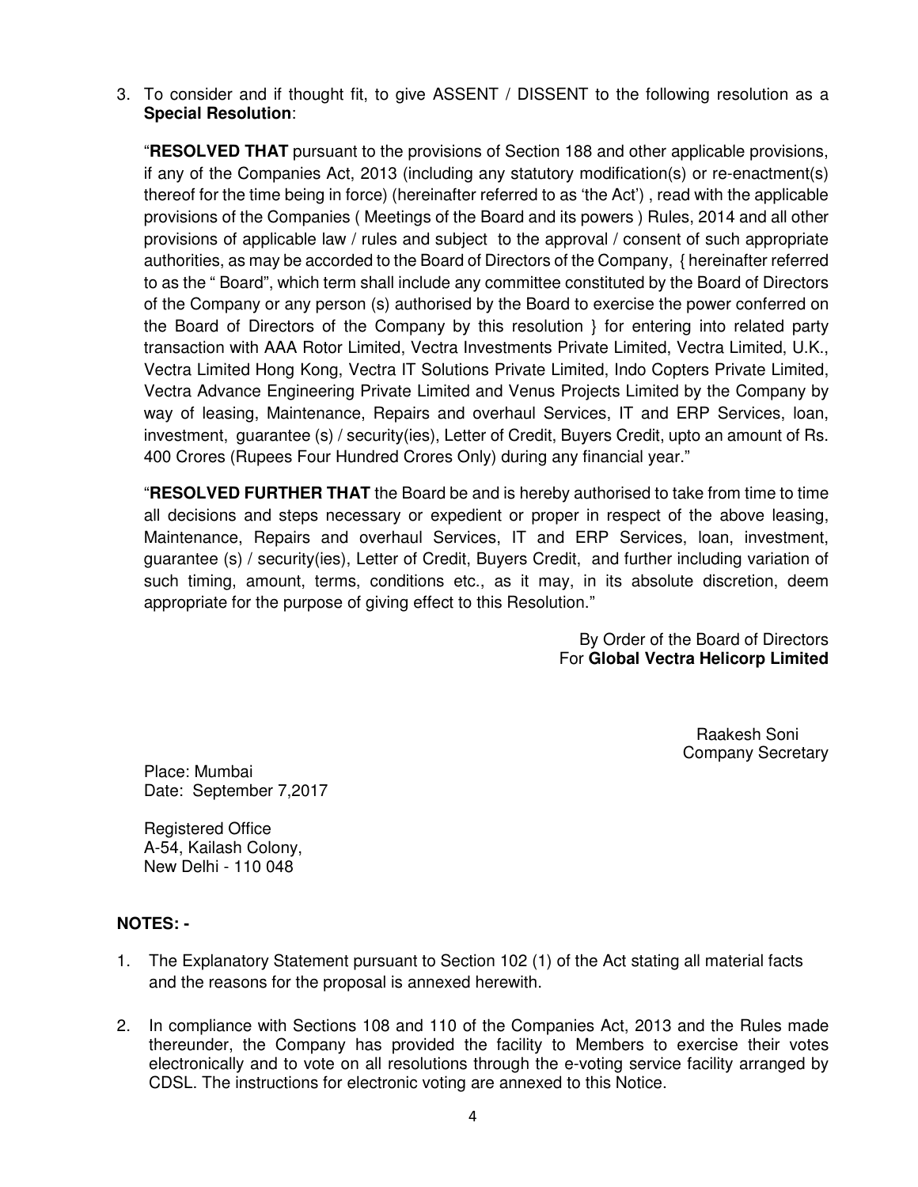3. To consider and if thought fit, to give ASSENT / DISSENT to the following resolution as a **Special Resolution**:

   "**RESOLVED THAT** pursuant to the provisions of Section 188 and other applicable provisions, if any of the Companies Act, 2013 (including any statutory modification(s) or re-enactment(s) thereof for the time being in force) (hereinafter referred to as 'the Act') , read with the applicable provisions of the Companies ( Meetings of the Board and its powers ) Rules, 2014 and all other provisions of applicable law / rules and subject to the approval / consent of such appropriate authorities, as may be accorded to the Board of Directors of the Company, { hereinafter referred to as the " Board", which term shall include any committee constituted by the Board of Directors of the Company or any person (s) authorised by the Board to exercise the power conferred on the Board of Directors of the Company by this resolution } for entering into related party transaction with AAA Rotor Limited, Vectra Investments Private Limited, Vectra Limited, U.K., Vectra Limited Hong Kong, Vectra IT Solutions Private Limited, Indo Copters Private Limited, Vectra Advance Engineering Private Limited and Venus Projects Limited by the Company by way of leasing, Maintenance, Repairs and overhaul Services, IT and ERP Services, loan, investment, guarantee (s) / security(ies), Letter of Credit, Buyers Credit, upto an amount of Rs. 400 Crores (Rupees Four Hundred Crores Only) during any financial year."

   "**RESOLVED FURTHER THAT** the Board be and is hereby authorised to take from time to time all decisions and steps necessary or expedient or proper in respect of the above leasing, Maintenance, Repairs and overhaul Services, IT and ERP Services, loan, investment, guarantee (s) / security(ies), Letter of Credit, Buyers Credit, and further including variation of such timing, amount, terms, conditions etc., as it may, in its absolute discretion, deem appropriate for the purpose of giving effect to this Resolution."

By Order of the Board of Directors
For **Global Vectra Helicorp Limited**

Raakesh Soni
Company Secretary

Place: Mumbai
Date: September 7,2017

Registered Office
A-54, Kailash Colony,
New Delhi - 110 048

**NOTES: -**

1. The Explanatory Statement pursuant to Section 102 (1) of the Act stating all material facts and the reasons for the proposal is annexed herewith.
2. In compliance with Sections 108 and 110 of the Companies Act, 2013 and the Rules made thereunder, the Company has provided the facility to Members to exercise their votes electronically and to vote on all resolutions through the e-voting service facility arranged by CDSL. The instructions for electronic voting are annexed to this Notice.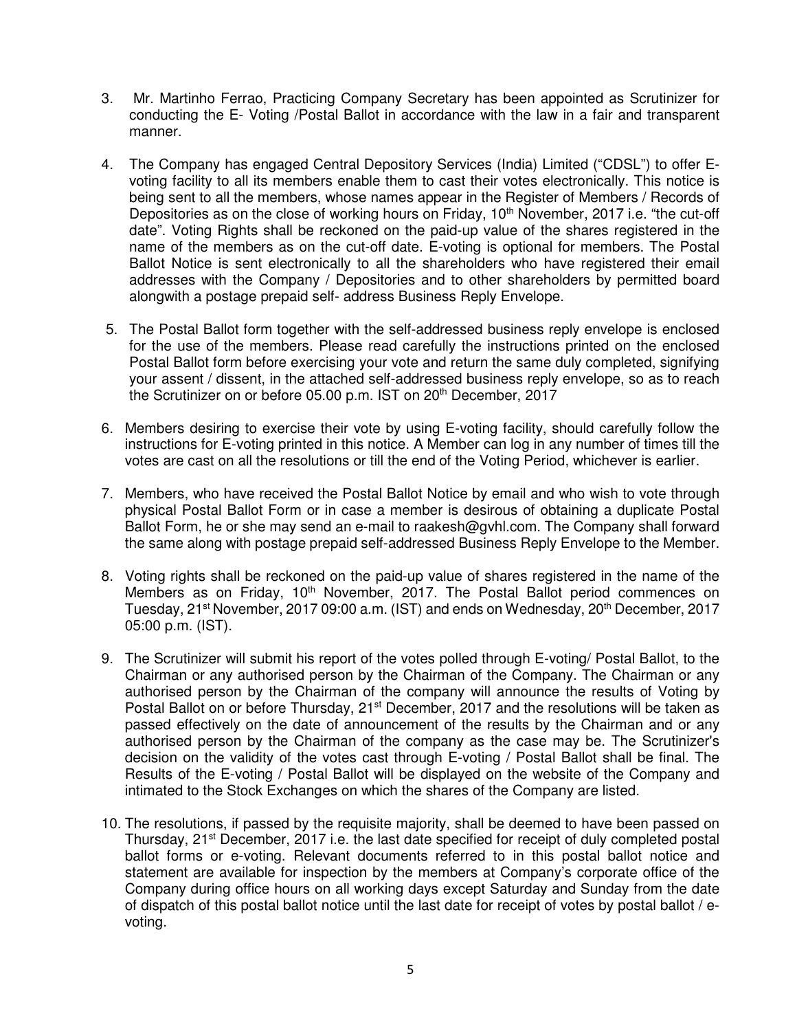3. Mr. Martinho Ferrao, Practicing Company Secretary has been appointed as Scrutinizer for conducting the E- Voting /Postal Ballot in accordance with the law in a fair and transparent manner.

4. The Company has engaged Central Depository Services (India) Limited ("CDSL") to offer E-voting facility to all its members enable them to cast their votes electronically. This notice is being sent to all the members, whose names appear in the Register of Members / Records of Depositories as on the close of working hours on Friday, 10th November, 2017 i.e. "the cut-off date". Voting Rights shall be reckoned on the paid-up value of the shares registered in the name of the members as on the cut-off date. E-voting is optional for members. The Postal Ballot Notice is sent electronically to all the shareholders who have registered their email addresses with the Company / Depositories and to other shareholders by permitted board alongwith a postage prepaid self- address Business Reply Envelope.

5. The Postal Ballot form together with the self-addressed business reply envelope is enclosed for the use of the members. Please read carefully the instructions printed on the enclosed Postal Ballot form before exercising your vote and return the same duly completed, signifying your assent / dissent, in the attached self-addressed business reply envelope, so as to reach the Scrutinizer on or before 05.00 p.m. IST on 20th December, 2017

6. Members desiring to exercise their vote by using E-voting facility, should carefully follow the instructions for E-voting printed in this notice. A Member can log in any number of times till the votes are cast on all the resolutions or till the end of the Voting Period, whichever is earlier.

7. Members, who have received the Postal Ballot Notice by email and who wish to vote through physical Postal Ballot Form or in case a member is desirous of obtaining a duplicate Postal Ballot Form, he or she may send an e-mail to raakesh@gvhl.com. The Company shall forward the same along with postage prepaid self-addressed Business Reply Envelope to the Member.

8. Voting rights shall be reckoned on the paid-up value of shares registered in the name of the Members as on Friday, 10th November, 2017. The Postal Ballot period commences on Tuesday, 21st November, 2017 09:00 a.m. (IST) and ends on Wednesday, 20th December, 2017 05:00 p.m. (IST).

9. The Scrutinizer will submit his report of the votes polled through E-voting/ Postal Ballot, to the Chairman or any authorised person by the Chairman of the Company. The Chairman or any authorised person by the Chairman of the company will announce the results of Voting by Postal Ballot on or before Thursday, 21st December, 2017 and the resolutions will be taken as passed effectively on the date of announcement of the results by the Chairman and or any authorised person by the Chairman of the company as the case may be. The Scrutinizer's decision on the validity of the votes cast through E-voting / Postal Ballot shall be final. The Results of the E-voting / Postal Ballot will be displayed on the website of the Company and intimated to the Stock Exchanges on which the shares of the Company are listed.

10. The resolutions, if passed by the requisite majority, shall be deemed to have been passed on Thursday, 21st December, 2017 i.e. the last date specified for receipt of duly completed postal ballot forms or e-voting. Relevant documents referred to in this postal ballot notice and statement are available for inspection by the members at Company's corporate office of the Company during office hours on all working days except Saturday and Sunday from the date of dispatch of this postal ballot notice until the last date for receipt of votes by postal ballot / e-voting.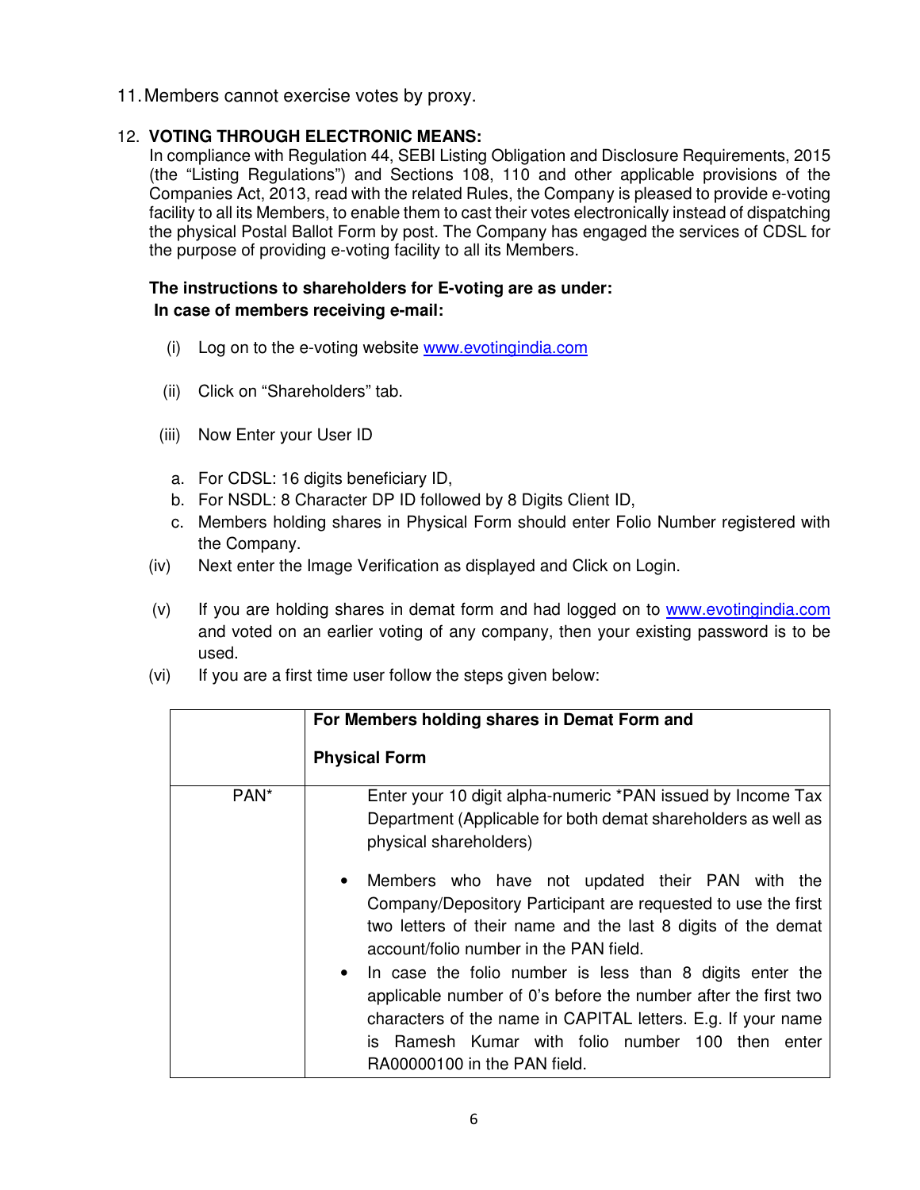11. Members cannot exercise votes by proxy.

12. **VOTING THROUGH ELECTRONIC MEANS:**

In compliance with Regulation 44, SEBI Listing Obligation and Disclosure Requirements, 2015 (the "Listing Regulations") and Sections 108, 110 and other applicable provisions of the Companies Act, 2013, read with the related Rules, the Company is pleased to provide e-voting facility to all its Members, to enable them to cast their votes electronically instead of dispatching the physical Postal Ballot Form by post. The Company has engaged the services of CDSL for the purpose of providing e-voting facility to all its Members.

**The instructions to shareholders for E-voting are as under:**

**In case of members receiving e-mail:**

(i) Log on to the e-voting website www.evotingindia.com

(ii) Click on "Shareholders" tab.

(iii) Now Enter your User ID

a. For CDSL: 16 digits beneficiary ID,
b. For NSDL: 8 Character DP ID followed by 8 Digits Client ID,
c. Members holding shares in Physical Form should enter Folio Number registered with the Company.

(iv) Next enter the Image Verification as displayed and Click on Login.

(v) If you are holding shares in demat form and had logged on to www.evotingindia.com and voted on an earlier voting of any company, then your existing password is to be used.

(vi) If you are a first time user follow the steps given below:

| | **For Members holding shares in Demat Form and Physical Form** |
|---|---|
| PAN* | Enter your 10 digit alpha-numeric *PAN issued by Income Tax Department (Applicable for both demat shareholders as well as physical shareholders)<br>• Members who have not updated their PAN with the Company/Depository Participant are requested to use the first two letters of their name and the last 8 digits of the demat account/folio number in the PAN field.<br>• In case the folio number is less than 8 digits enter the applicable number of 0's before the number after the first two characters of the name in CAPITAL letters. E.g. If your name is Ramesh Kumar with folio number 100 then enter RA00000100 in the PAN field. |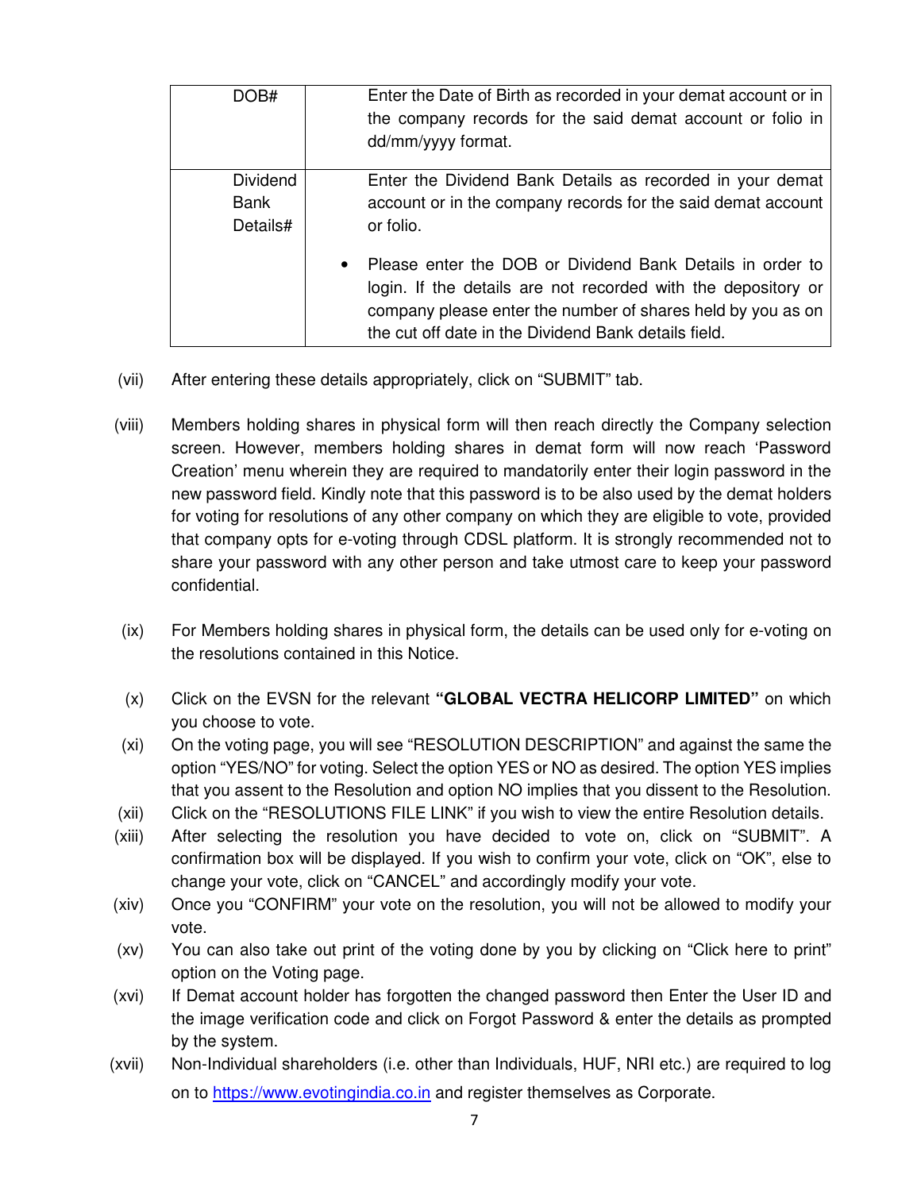| DOB# | Enter the Date of Birth as recorded in your demat account or in the company records for the said demat account or folio in dd/mm/yyyy format. |
| --- | --- |
| Dividend Bank Details# | Enter the Dividend Bank Details as recorded in your demat account or in the company records for the said demat account or folio.<br><br>• Please enter the DOB or Dividend Bank Details in order to login. If the details are not recorded with the depository or company please enter the number of shares held by you as on the cut off date in the Dividend Bank details field. |

(vii) After entering these details appropriately, click on "SUBMIT" tab.

(viii) Members holding shares in physical form will then reach directly the Company selection screen. However, members holding shares in demat form will now reach 'Password Creation' menu wherein they are required to mandatorily enter their login password in the new password field. Kindly note that this password is to be also used by the demat holders for voting for resolutions of any other company on which they are eligible to vote, provided that company opts for e-voting through CDSL platform. It is strongly recommended not to share your password with any other person and take utmost care to keep your password confidential.

(ix) For Members holding shares in physical form, the details can be used only for e-voting on the resolutions contained in this Notice.

(x) Click on the EVSN for the relevant **"GLOBAL VECTRA HELICORP LIMITED"** on which you choose to vote.

(xi) On the voting page, you will see "RESOLUTION DESCRIPTION" and against the same the option "YES/NO" for voting. Select the option YES or NO as desired. The option YES implies that you assent to the Resolution and option NO implies that you dissent to the Resolution.

(xii) Click on the "RESOLUTIONS FILE LINK" if you wish to view the entire Resolution details.

(xiii) After selecting the resolution you have decided to vote on, click on "SUBMIT". A confirmation box will be displayed. If you wish to confirm your vote, click on "OK", else to change your vote, click on "CANCEL" and accordingly modify your vote.

(xiv) Once you "CONFIRM" your vote on the resolution, you will not be allowed to modify your vote.

(xv) You can also take out print of the voting done by you by clicking on "Click here to print" option on the Voting page.

(xvi) If Demat account holder has forgotten the changed password then Enter the User ID and the image verification code and click on Forgot Password & enter the details as prompted by the system.

(xvii) Non-Individual shareholders (i.e. other than Individuals, HUF, NRI etc.) are required to log on to https://www.evotingindia.co.in and register themselves as Corporate.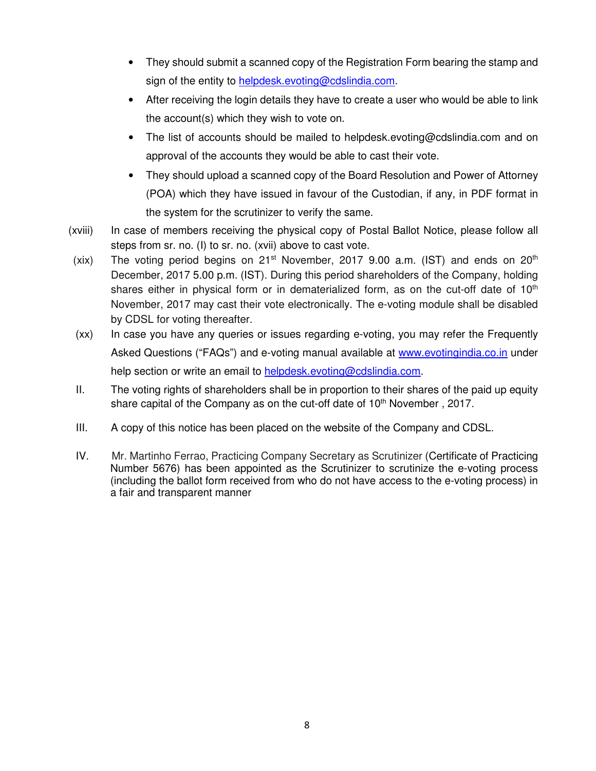- They should submit a scanned copy of the Registration Form bearing the stamp and sign of the entity to helpdesk.evoting@cdslindia.com.
- After receiving the login details they have to create a user who would be able to link the account(s) which they wish to vote on.
- The list of accounts should be mailed to helpdesk.evoting@cdslindia.com and on approval of the accounts they would be able to cast their vote.
- They should upload a scanned copy of the Board Resolution and Power of Attorney (POA) which they have issued in favour of the Custodian, if any, in PDF format in the system for the scrutinizer to verify the same.

(xviii) In case of members receiving the physical copy of Postal Ballot Notice, please follow all steps from sr. no. (I) to sr. no. (xvii) above to cast vote.

(xix) The voting period begins on 21st November, 2017 9.00 a.m. (IST) and ends on 20th December, 2017 5.00 p.m. (IST). During this period shareholders of the Company, holding shares either in physical form or in dematerialized form, as on the cut-off date of 10th November, 2017 may cast their vote electronically. The e-voting module shall be disabled by CDSL for voting thereafter.

(xx) In case you have any queries or issues regarding e-voting, you may refer the Frequently Asked Questions ("FAQs") and e-voting manual available at www.evotingindia.co.in under help section or write an email to helpdesk.evoting@cdslindia.com.

II. The voting rights of shareholders shall be in proportion to their shares of the paid up equity share capital of the Company as on the cut-off date of 10th November , 2017.

III. A copy of this notice has been placed on the website of the Company and CDSL.

IV. Mr. Martinho Ferrao, Practicing Company Secretary as Scrutinizer (Certificate of Practicing Number 5676) has been appointed as the Scrutinizer to scrutinize the e-voting process (including the ballot form received from who do not have access to the e-voting process) in a fair and transparent manner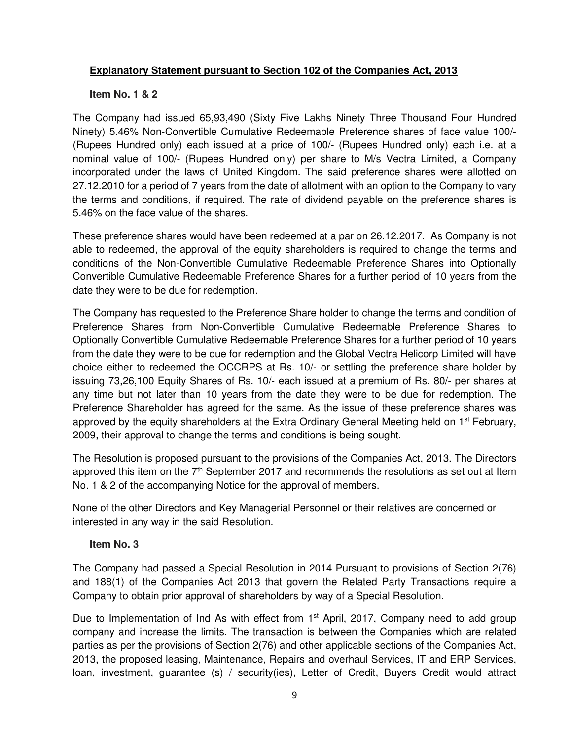## **Explanatory Statement pursuant to Section 102 of the Companies Act, 2013**

**Item No. 1 & 2**

The Company had issued 65,93,490 (Sixty Five Lakhs Ninety Three Thousand Four Hundred Ninety) 5.46% Non-Convertible Cumulative Redeemable Preference shares of face value 100/- (Rupees Hundred only) each issued at a price of 100/- (Rupees Hundred only) each i.e. at a nominal value of 100/- (Rupees Hundred only) per share to M/s Vectra Limited, a Company incorporated under the laws of United Kingdom. The said preference shares were allotted on 27.12.2010 for a period of 7 years from the date of allotment with an option to the Company to vary the terms and conditions, if required. The rate of dividend payable on the preference shares is 5.46% on the face value of the shares.

These preference shares would have been redeemed at a par on 26.12.2017. As Company is not able to redeemed, the approval of the equity shareholders is required to change the terms and conditions of the Non-Convertible Cumulative Redeemable Preference Shares into Optionally Convertible Cumulative Redeemable Preference Shares for a further period of 10 years from the date they were to be due for redemption.

The Company has requested to the Preference Share holder to change the terms and condition of Preference Shares from Non-Convertible Cumulative Redeemable Preference Shares to Optionally Convertible Cumulative Redeemable Preference Shares for a further period of 10 years from the date they were to be due for redemption and the Global Vectra Helicorp Limited will have choice either to redeemed the OCCRPS at Rs. 10/- or settling the preference share holder by issuing 73,26,100 Equity Shares of Rs. 10/- each issued at a premium of Rs. 80/- per shares at any time but not later than 10 years from the date they were to be due for redemption. The Preference Shareholder has agreed for the same. As the issue of these preference shares was approved by the equity shareholders at the Extra Ordinary General Meeting held on 1st February, 2009, their approval to change the terms and conditions is being sought.

The Resolution is proposed pursuant to the provisions of the Companies Act, 2013. The Directors approved this item on the 7th September 2017 and recommends the resolutions as set out at Item No. 1 & 2 of the accompanying Notice for the approval of members.

None of the other Directors and Key Managerial Personnel or their relatives are concerned or interested in any way in the said Resolution.

**Item No. 3**

The Company had passed a Special Resolution in 2014 Pursuant to provisions of Section 2(76) and 188(1) of the Companies Act 2013 that govern the Related Party Transactions require a Company to obtain prior approval of shareholders by way of a Special Resolution.

Due to Implementation of Ind As with effect from 1st April, 2017, Company need to add group company and increase the limits. The transaction is between the Companies which are related parties as per the provisions of Section 2(76) and other applicable sections of the Companies Act, 2013, the proposed leasing, Maintenance, Repairs and overhaul Services, IT and ERP Services, loan, investment, guarantee (s) / security(ies), Letter of Credit, Buyers Credit would attract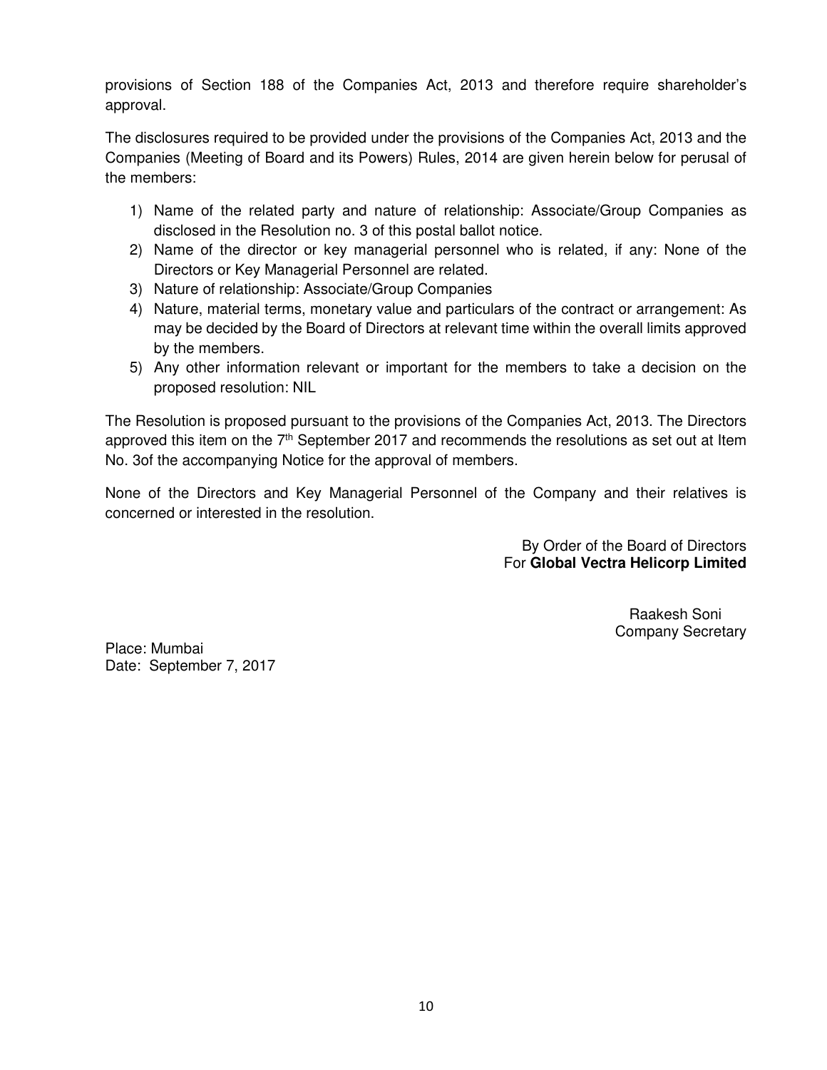provisions of Section 188 of the Companies Act, 2013 and therefore require shareholder's approval.

The disclosures required to be provided under the provisions of the Companies Act, 2013 and the Companies (Meeting of Board and its Powers) Rules, 2014 are given herein below for perusal of the members:

1) Name of the related party and nature of relationship: Associate/Group Companies as disclosed in the Resolution no. 3 of this postal ballot notice.
2) Name of the director or key managerial personnel who is related, if any: None of the Directors or Key Managerial Personnel are related.
3) Nature of relationship: Associate/Group Companies
4) Nature, material terms, monetary value and particulars of the contract or arrangement: As may be decided by the Board of Directors at relevant time within the overall limits approved by the members.
5) Any other information relevant or important for the members to take a decision on the proposed resolution: NIL

The Resolution is proposed pursuant to the provisions of the Companies Act, 2013. The Directors approved this item on the 7th September 2017 and recommends the resolutions as set out at Item No. 3of the accompanying Notice for the approval of members.

None of the Directors and Key Managerial Personnel of the Company and their relatives is concerned or interested in the resolution.

By Order of the Board of Directors
For **Global Vectra Helicorp Limited**

Raakesh Soni
Company Secretary

Place: Mumbai
Date: September 7, 2017